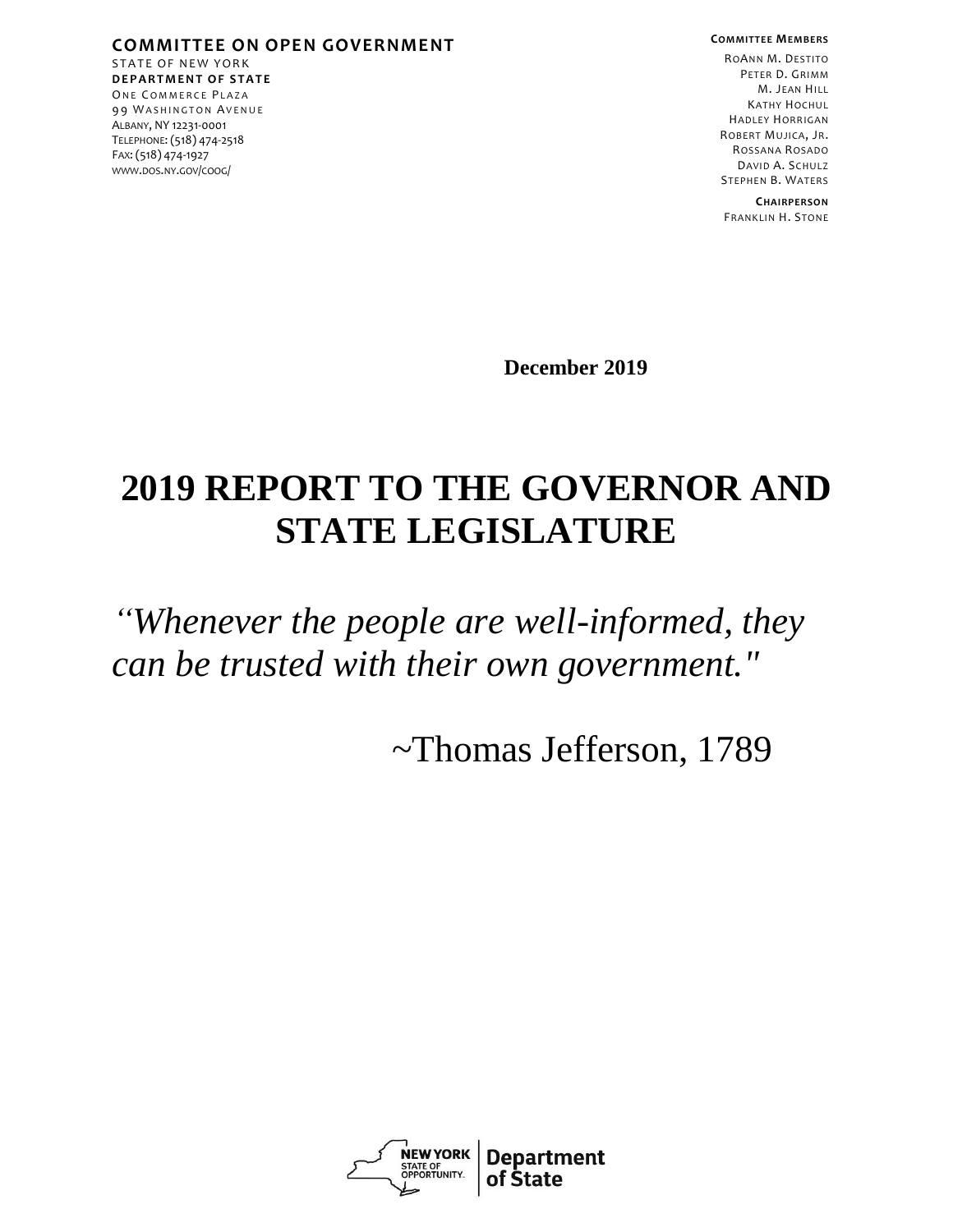**COMMITTEE ON OPEN GOVERNMENT**
STATE OF NEW YORK
**DEPARTMENT OF STATE**
ONE COMMERCE PLAZA
99 WASHINGTON AVENUE
ALBANY, NY 12231-0001
TELEPHONE: (518) 474-2518
FAX: (518) 474-1927
WWW.DOS.NY.GOV/COOG/

**COMMITTEE MEMBERS**
ROANN M. DESTITO
PETER D. GRIMM
M. JEAN HILL
KATHY HOCHUL
HADLEY HORRIGAN
ROBERT MUJICA, JR.
ROSSANA ROSADO
DAVID A. SCHULZ
STEPHEN B. WATERS

**CHAIRPERSON**
FRANKLIN H. STONE

**December 2019**

# 2019 REPORT TO THE GOVERNOR AND STATE LEGISLATURE

*''Whenever the people are well-informed, they can be trusted with their own government."*

~Thomas Jefferson, 1789

NEW YORK STATE OF OPPORTUNITY. | Department of State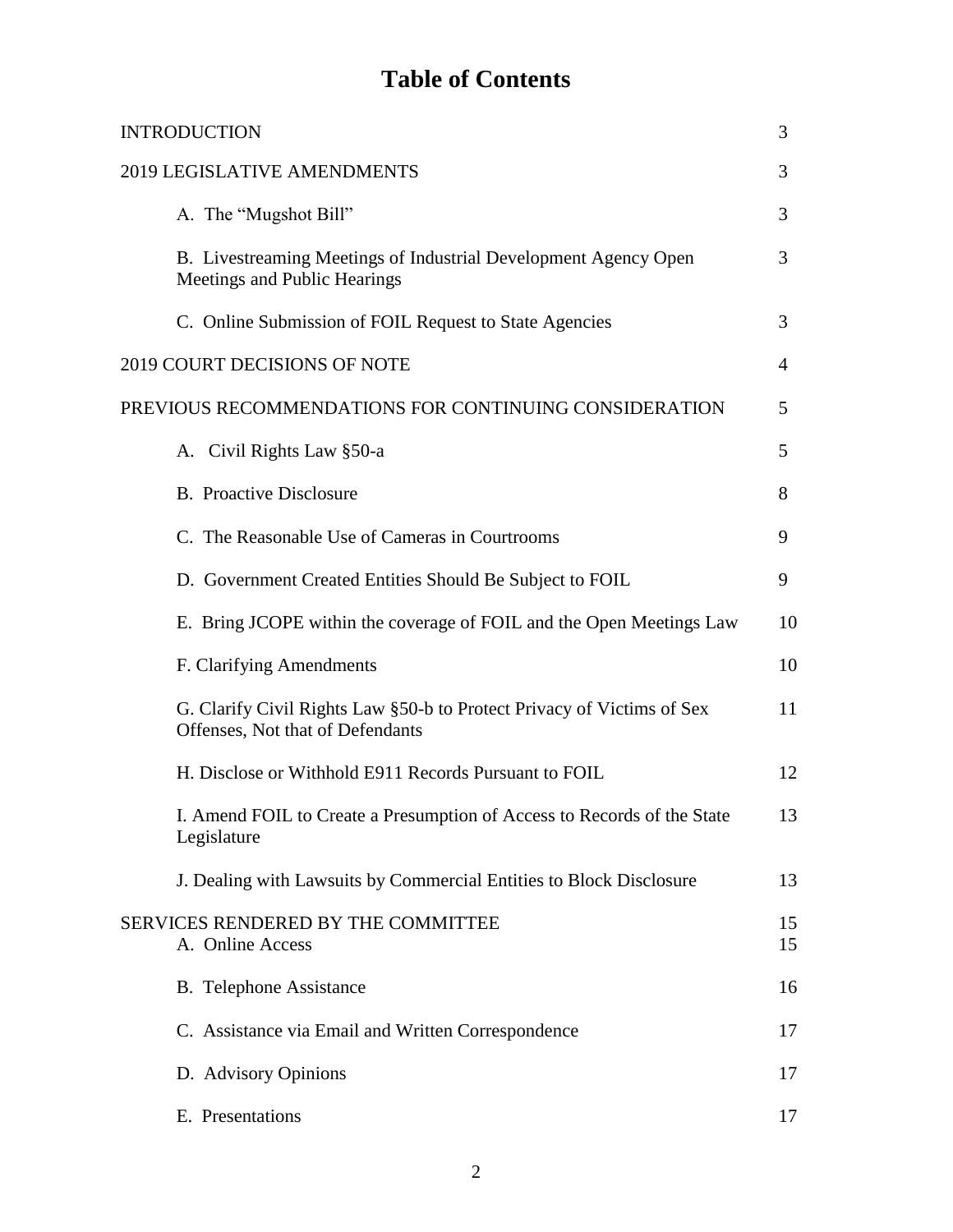# Table of Contents

| | |
|---|---|
| INTRODUCTION | 3 |
| 2019 LEGISLATIVE AMENDMENTS | 3 |
| A. The "Mugshot Bill" | 3 |
| B. Livestreaming Meetings of Industrial Development Agency Open Meetings and Public Hearings | 3 |
| C. Online Submission of FOIL Request to State Agencies | 3 |
| 2019 COURT DECISIONS OF NOTE | 4 |
| PREVIOUS RECOMMENDATIONS FOR CONTINUING CONSIDERATION | 5 |
| A. Civil Rights Law §50-a | 5 |
| B. Proactive Disclosure | 8 |
| C. The Reasonable Use of Cameras in Courtrooms | 9 |
| D. Government Created Entities Should Be Subject to FOIL | 9 |
| E. Bring JCOPE within the coverage of FOIL and the Open Meetings Law | 10 |
| F. Clarifying Amendments | 10 |
| G. Clarify Civil Rights Law §50-b to Protect Privacy of Victims of Sex Offenses, Not that of Defendants | 11 |
| H. Disclose or Withhold E911 Records Pursuant to FOIL | 12 |
| I. Amend FOIL to Create a Presumption of Access to Records of the State Legislature | 13 |
| J. Dealing with Lawsuits by Commercial Entities to Block Disclosure | 13 |
| SERVICES RENDERED BY THE COMMITTEE | 15 |
| A. Online Access | 15 |
| B. Telephone Assistance | 16 |
| C. Assistance via Email and Written Correspondence | 17 |
| D. Advisory Opinions | 17 |
| E. Presentations | 17 |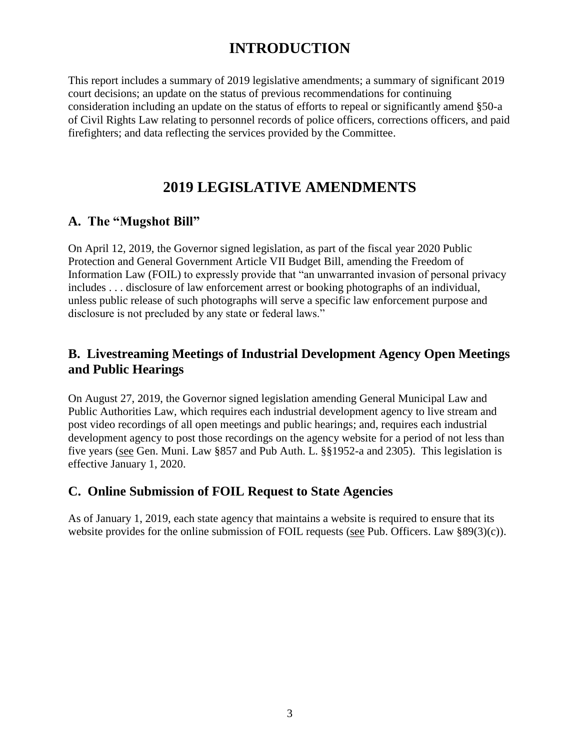# INTRODUCTION

This report includes a summary of 2019 legislative amendments; a summary of significant 2019 court decisions; an update on the status of previous recommendations for continuing consideration including an update on the status of efforts to repeal or significantly amend §50-a of Civil Rights Law relating to personnel records of police officers, corrections officers, and paid firefighters; and data reflecting the services provided by the Committee.

# 2019 LEGISLATIVE AMENDMENTS

## A. The "Mugshot Bill"

On April 12, 2019, the Governor signed legislation, as part of the fiscal year 2020 Public Protection and General Government Article VII Budget Bill, amending the Freedom of Information Law (FOIL) to expressly provide that "an unwarranted invasion of personal privacy includes . . . disclosure of law enforcement arrest or booking photographs of an individual, unless public release of such photographs will serve a specific law enforcement purpose and disclosure is not precluded by any state or federal laws."

## B. Livestreaming Meetings of Industrial Development Agency Open Meetings and Public Hearings

On August 27, 2019, the Governor signed legislation amending General Municipal Law and Public Authorities Law, which requires each industrial development agency to live stream and post video recordings of all open meetings and public hearings; and, requires each industrial development agency to post those recordings on the agency website for a period of not less than five years (see Gen. Muni. Law §857 and Pub Auth. L. §§1952-a and 2305). This legislation is effective January 1, 2020.

## C. Online Submission of FOIL Request to State Agencies

As of January 1, 2019, each state agency that maintains a website is required to ensure that its website provides for the online submission of FOIL requests (see Pub. Officers. Law §89(3)(c)).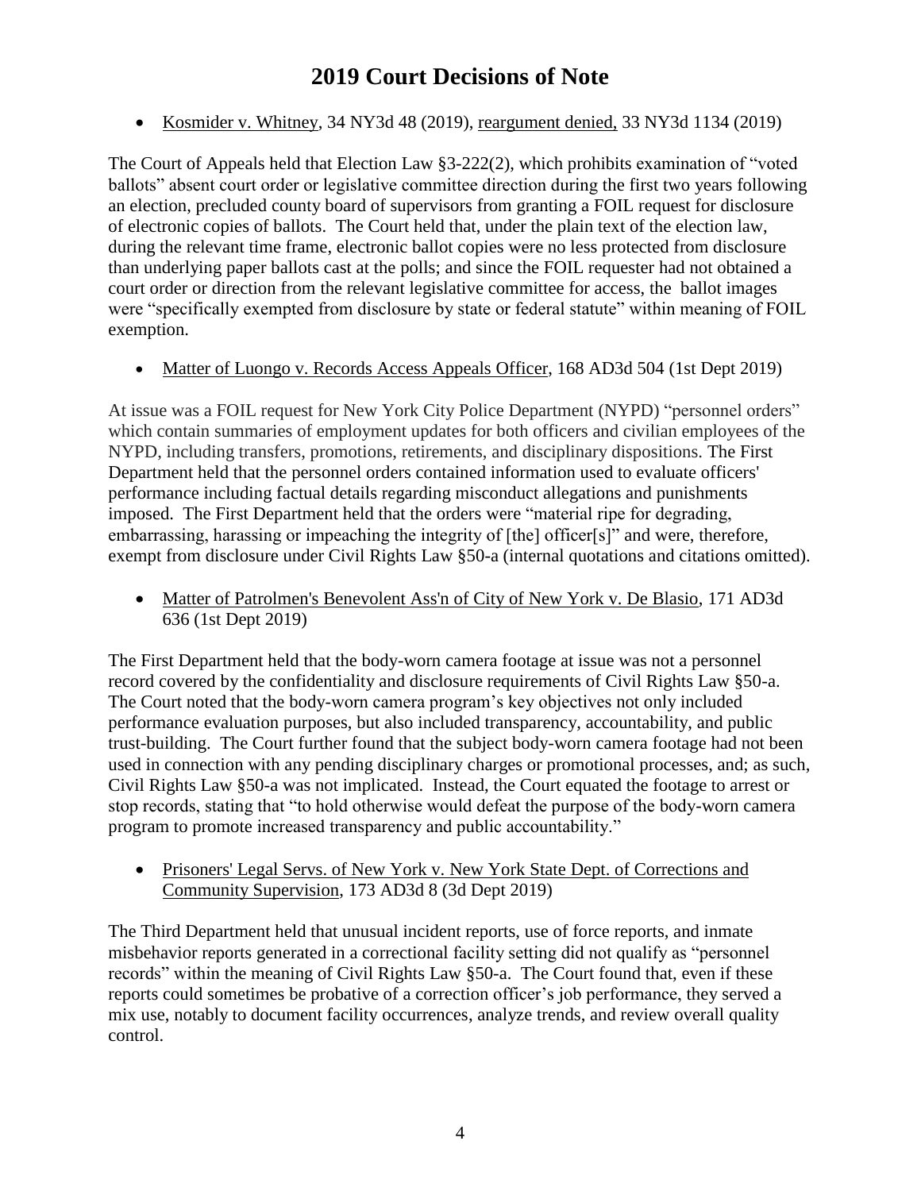# 2019 Court Decisions of Note

- Kosmider v. Whitney, 34 NY3d 48 (2019), reargument denied, 33 NY3d 1134 (2019)

The Court of Appeals held that Election Law §3-222(2), which prohibits examination of "voted ballots" absent court order or legislative committee direction during the first two years following an election, precluded county board of supervisors from granting a FOIL request for disclosure of electronic copies of ballots. The Court held that, under the plain text of the election law, during the relevant time frame, electronic ballot copies were no less protected from disclosure than underlying paper ballots cast at the polls; and since the FOIL requester had not obtained a court order or direction from the relevant legislative committee for access, the ballot images were "specifically exempted from disclosure by state or federal statute" within meaning of FOIL exemption.

- Matter of Luongo v. Records Access Appeals Officer, 168 AD3d 504 (1st Dept 2019)

At issue was a FOIL request for New York City Police Department (NYPD) "personnel orders" which contain summaries of employment updates for both officers and civilian employees of the NYPD, including transfers, promotions, retirements, and disciplinary dispositions. The First Department held that the personnel orders contained information used to evaluate officers' performance including factual details regarding misconduct allegations and punishments imposed. The First Department held that the orders were "material ripe for degrading, embarrassing, harassing or impeaching the integrity of [the] officer[s]" and were, therefore, exempt from disclosure under Civil Rights Law §50-a (internal quotations and citations omitted).

- Matter of Patrolmen's Benevolent Ass'n of City of New York v. De Blasio, 171 AD3d 636 (1st Dept 2019)

The First Department held that the body-worn camera footage at issue was not a personnel record covered by the confidentiality and disclosure requirements of Civil Rights Law §50-a. The Court noted that the body-worn camera program's key objectives not only included performance evaluation purposes, but also included transparency, accountability, and public trust-building. The Court further found that the subject body-worn camera footage had not been used in connection with any pending disciplinary charges or promotional processes, and; as such, Civil Rights Law §50-a was not implicated. Instead, the Court equated the footage to arrest or stop records, stating that "to hold otherwise would defeat the purpose of the body-worn camera program to promote increased transparency and public accountability."

- Prisoners' Legal Servs. of New York v. New York State Dept. of Corrections and Community Supervision, 173 AD3d 8 (3d Dept 2019)

The Third Department held that unusual incident reports, use of force reports, and inmate misbehavior reports generated in a correctional facility setting did not qualify as "personnel records" within the meaning of Civil Rights Law §50-a. The Court found that, even if these reports could sometimes be probative of a correction officer's job performance, they served a mix use, notably to document facility occurrences, analyze trends, and review overall quality control.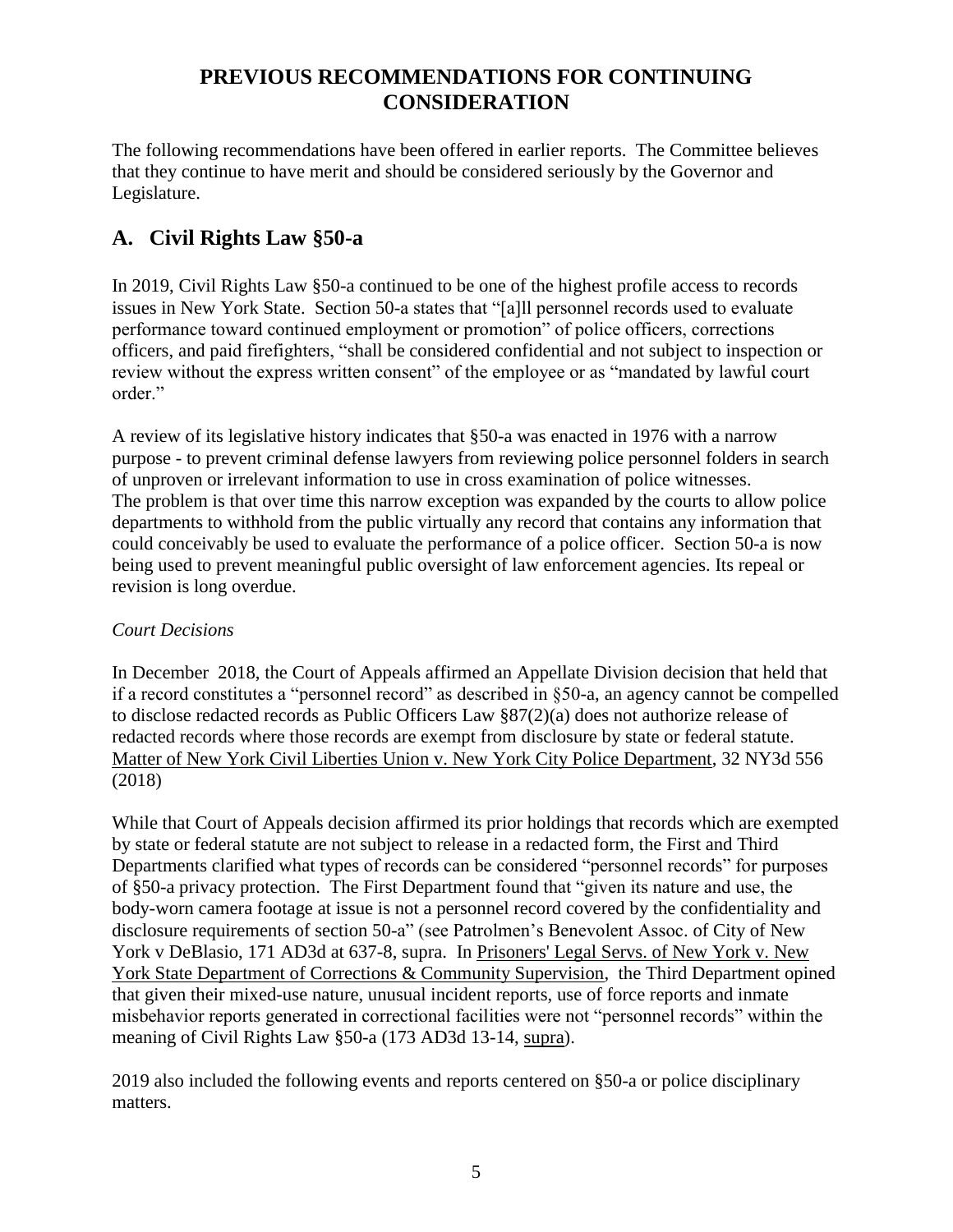# PREVIOUS RECOMMENDATIONS FOR CONTINUING CONSIDERATION

The following recommendations have been offered in earlier reports. The Committee believes that they continue to have merit and should be considered seriously by the Governor and Legislature.

## A. Civil Rights Law §50-a

In 2019, Civil Rights Law §50-a continued to be one of the highest profile access to records issues in New York State. Section 50-a states that "[a]ll personnel records used to evaluate performance toward continued employment or promotion" of police officers, corrections officers, and paid firefighters, "shall be considered confidential and not subject to inspection or review without the express written consent" of the employee or as "mandated by lawful court order."

A review of its legislative history indicates that §50-a was enacted in 1976 with a narrow purpose - to prevent criminal defense lawyers from reviewing police personnel folders in search of unproven or irrelevant information to use in cross examination of police witnesses. The problem is that over time this narrow exception was expanded by the courts to allow police departments to withhold from the public virtually any record that contains any information that could conceivably be used to evaluate the performance of a police officer. Section 50-a is now being used to prevent meaningful public oversight of law enforcement agencies. Its repeal or revision is long overdue.

*Court Decisions*

In December 2018, the Court of Appeals affirmed an Appellate Division decision that held that if a record constitutes a "personnel record" as described in §50-a, an agency cannot be compelled to disclose redacted records as Public Officers Law §87(2)(a) does not authorize release of redacted records where those records are exempt from disclosure by state or federal statute. Matter of New York Civil Liberties Union v. New York City Police Department, 32 NY3d 556 (2018)

While that Court of Appeals decision affirmed its prior holdings that records which are exempted by state or federal statute are not subject to release in a redacted form, the First and Third Departments clarified what types of records can be considered "personnel records" for purposes of §50-a privacy protection. The First Department found that "given its nature and use, the body-worn camera footage at issue is not a personnel record covered by the confidentiality and disclosure requirements of section 50-a" (see Patrolmen's Benevolent Assoc. of City of New York v DeBlasio, 171 AD3d at 637-8, supra. In Prisoners' Legal Servs. of New York v. New York State Department of Corrections & Community Supervision, the Third Department opined that given their mixed-use nature, unusual incident reports, use of force reports and inmate misbehavior reports generated in correctional facilities were not "personnel records" within the meaning of Civil Rights Law §50-a (173 AD3d 13-14, supra).

2019 also included the following events and reports centered on §50-a or police disciplinary matters.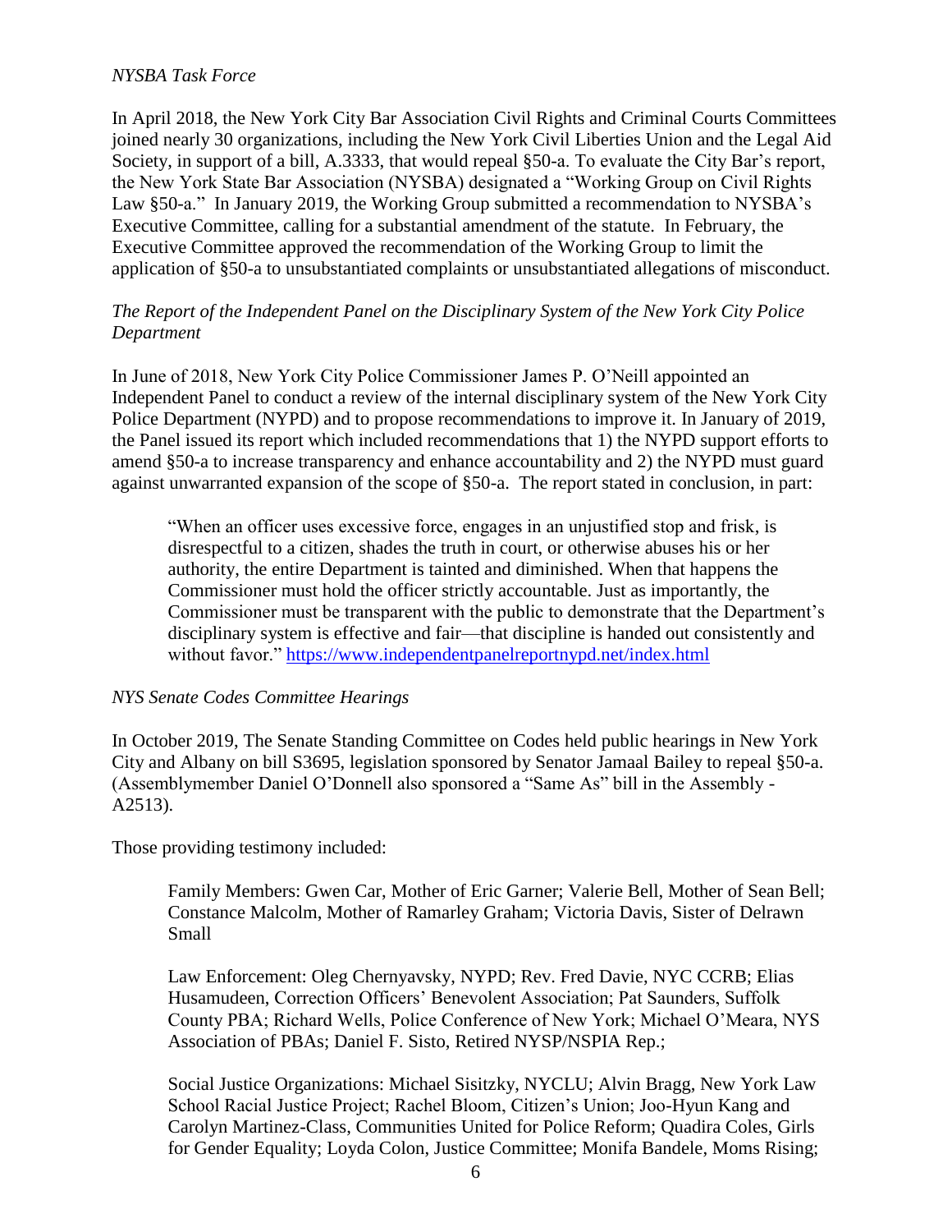*NYSBA Task Force*

In April 2018, the New York City Bar Association Civil Rights and Criminal Courts Committees joined nearly 30 organizations, including the New York Civil Liberties Union and the Legal Aid Society, in support of a bill, A.3333, that would repeal §50-a. To evaluate the City Bar's report, the New York State Bar Association (NYSBA) designated a "Working Group on Civil Rights Law §50-a." In January 2019, the Working Group submitted a recommendation to NYSBA's Executive Committee, calling for a substantial amendment of the statute. In February, the Executive Committee approved the recommendation of the Working Group to limit the application of §50-a to unsubstantiated complaints or unsubstantiated allegations of misconduct.

*The Report of the Independent Panel on the Disciplinary System of the New York City Police Department*

In June of 2018, New York City Police Commissioner James P. O'Neill appointed an Independent Panel to conduct a review of the internal disciplinary system of the New York City Police Department (NYPD) and to propose recommendations to improve it. In January of 2019, the Panel issued its report which included recommendations that 1) the NYPD support efforts to amend §50-a to increase transparency and enhance accountability and 2) the NYPD must guard against unwarranted expansion of the scope of §50-a. The report stated in conclusion, in part:

> "When an officer uses excessive force, engages in an unjustified stop and frisk, is disrespectful to a citizen, shades the truth in court, or otherwise abuses his or her authority, the entire Department is tainted and diminished. When that happens the Commissioner must hold the officer strictly accountable. Just as importantly, the Commissioner must be transparent with the public to demonstrate that the Department's disciplinary system is effective and fair—that discipline is handed out consistently and without favor." https://www.independentpanelreportnypd.net/index.html

*NYS Senate Codes Committee Hearings*

In October 2019, The Senate Standing Committee on Codes held public hearings in New York City and Albany on bill S3695, legislation sponsored by Senator Jamaal Bailey to repeal §50-a. (Assemblymember Daniel O'Donnell also sponsored a "Same As" bill in the Assembly - A2513).

Those providing testimony included:

> Family Members: Gwen Car, Mother of Eric Garner; Valerie Bell, Mother of Sean Bell; Constance Malcolm, Mother of Ramarley Graham; Victoria Davis, Sister of Delrawn Small
>
> Law Enforcement: Oleg Chernyavsky, NYPD; Rev. Fred Davie, NYC CCRB; Elias Husamudeen, Correction Officers' Benevolent Association; Pat Saunders, Suffolk County PBA; Richard Wells, Police Conference of New York; Michael O'Meara, NYS Association of PBAs; Daniel F. Sisto, Retired NYSP/NSPIA Rep.;
>
> Social Justice Organizations: Michael Sisitzky, NYCLU; Alvin Bragg, New York Law School Racial Justice Project; Rachel Bloom, Citizen's Union; Joo-Hyun Kang and Carolyn Martinez-Class, Communities United for Police Reform; Quadira Coles, Girls for Gender Equality; Loyda Colon, Justice Committee; Monifa Bandele, Moms Rising;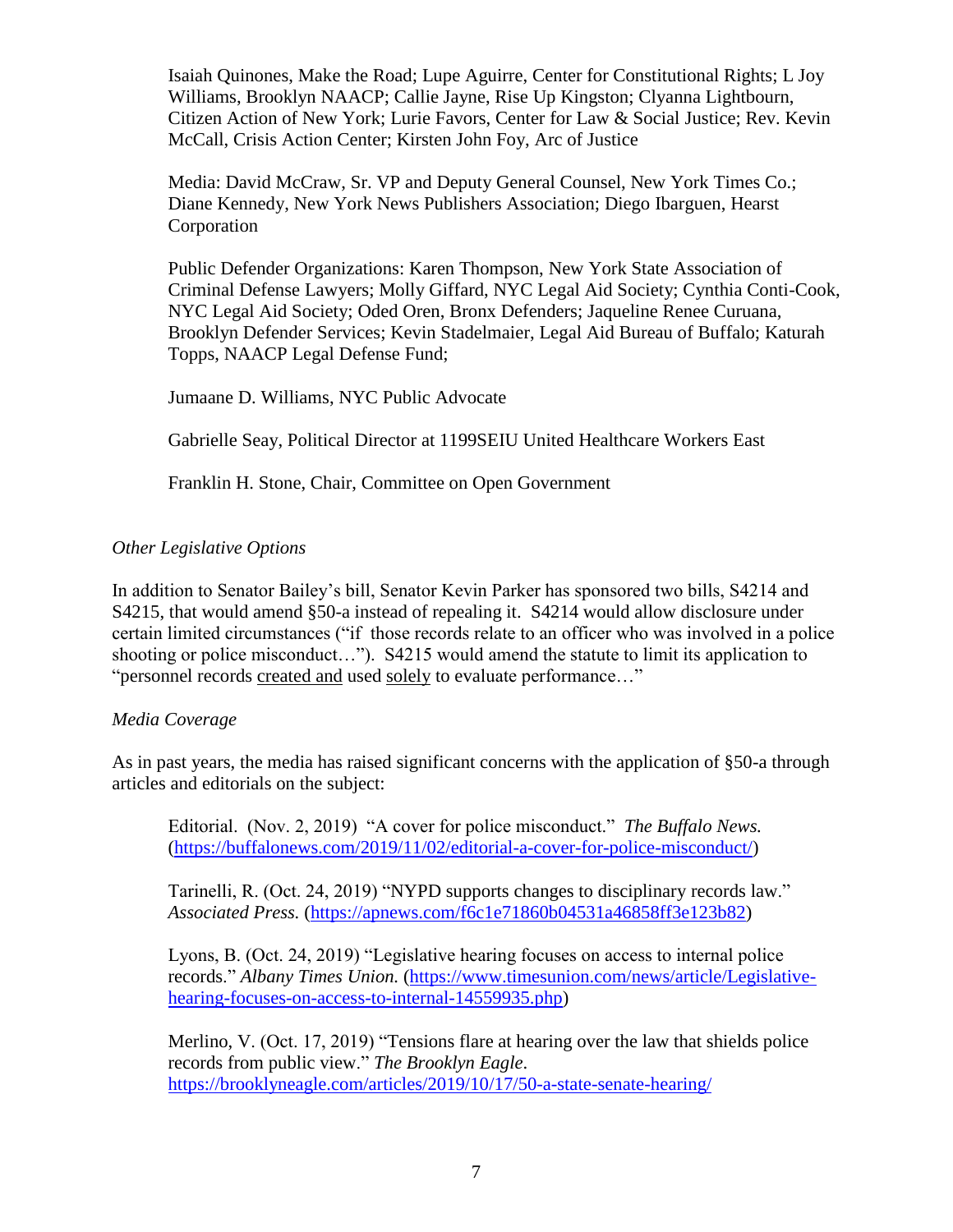Isaiah Quinones, Make the Road; Lupe Aguirre, Center for Constitutional Rights; L Joy Williams, Brooklyn NAACP; Callie Jayne, Rise Up Kingston; Clyanna Lightbourn, Citizen Action of New York; Lurie Favors, Center for Law & Social Justice; Rev. Kevin McCall, Crisis Action Center; Kirsten John Foy, Arc of Justice

Media: David McCraw, Sr. VP and Deputy General Counsel, New York Times Co.; Diane Kennedy, New York News Publishers Association; Diego Ibarguen, Hearst Corporation

Public Defender Organizations: Karen Thompson, New York State Association of Criminal Defense Lawyers; Molly Giffard, NYC Legal Aid Society; Cynthia Conti-Cook, NYC Legal Aid Society; Oded Oren, Bronx Defenders; Jaqueline Renee Curuana, Brooklyn Defender Services; Kevin Stadelmaier, Legal Aid Bureau of Buffalo; Katurah Topps, NAACP Legal Defense Fund;

Jumaane D. Williams, NYC Public Advocate

Gabrielle Seay, Political Director at 1199SEIU United Healthcare Workers East

Franklin H. Stone, Chair, Committee on Open Government

*Other Legislative Options*

In addition to Senator Bailey's bill, Senator Kevin Parker has sponsored two bills, S4214 and S4215, that would amend §50-a instead of repealing it. S4214 would allow disclosure under certain limited circumstances ("if those records relate to an officer who was involved in a police shooting or police misconduct…"). S4215 would amend the statute to limit its application to "personnel records <u>created and</u> used <u>solely</u> to evaluate performance…"

*Media Coverage*

As in past years, the media has raised significant concerns with the application of §50-a through articles and editorials on the subject:

Editorial. (Nov. 2, 2019) "A cover for police misconduct." *The Buffalo News.* (https://buffalonews.com/2019/11/02/editorial-a-cover-for-police-misconduct/)

Tarinelli, R. (Oct. 24, 2019) "NYPD supports changes to disciplinary records law." *Associated Press.* (https://apnews.com/f6c1e71860b04531a46858ff3e123b82)

Lyons, B. (Oct. 24, 2019) "Legislative hearing focuses on access to internal police records." *Albany Times Union.* (https://www.timesunion.com/news/article/Legislative-hearing-focuses-on-access-to-internal-14559935.php)

Merlino, V. (Oct. 17, 2019) "Tensions flare at hearing over the law that shields police records from public view." *The Brooklyn Eagle.* https://brooklyneagle.com/articles/2019/10/17/50-a-state-senate-hearing/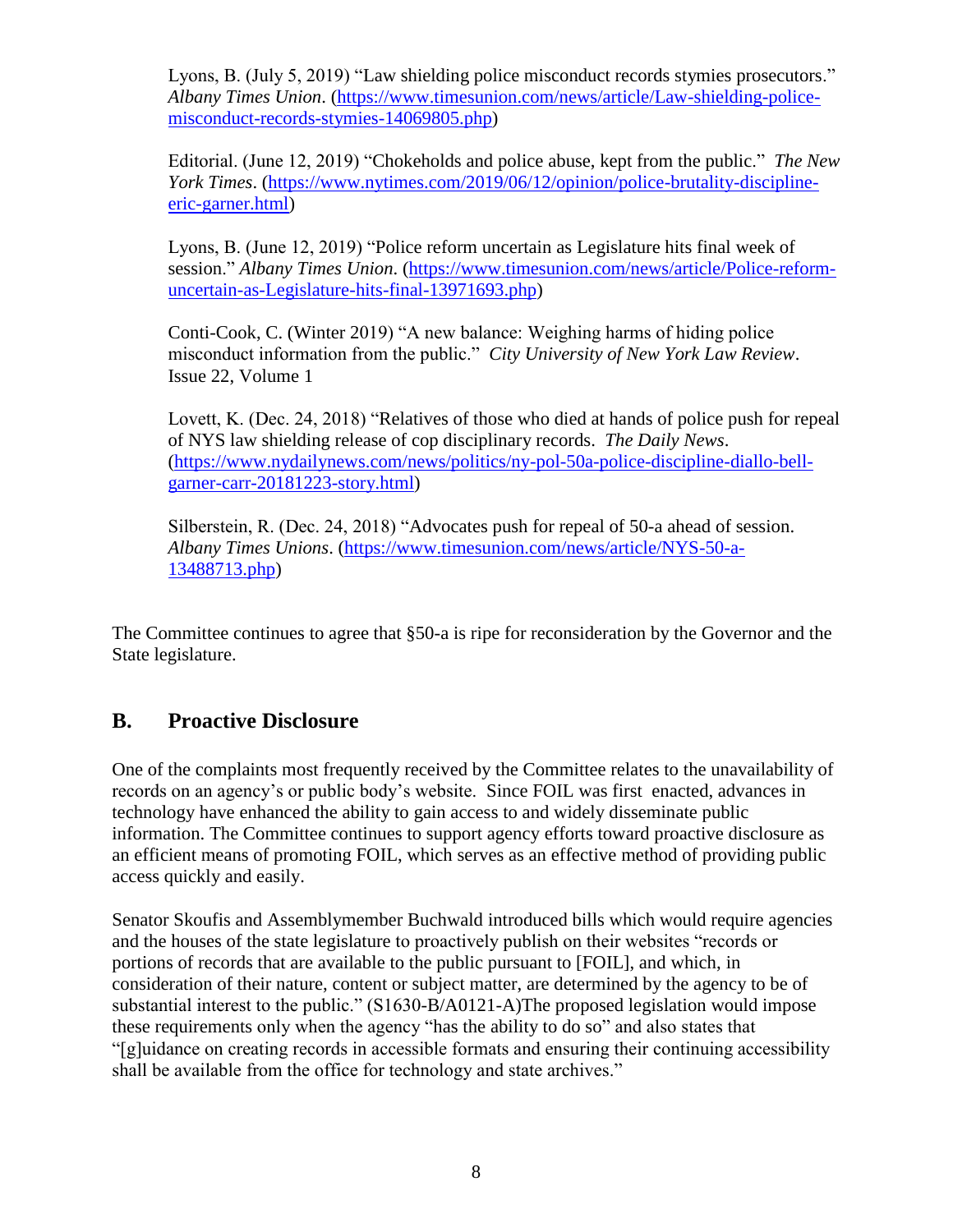Lyons, B. (July 5, 2019) "Law shielding police misconduct records stymies prosecutors." *Albany Times Union*. (https://www.timesunion.com/news/article/Law-shielding-police-misconduct-records-stymies-14069805.php)

Editorial. (June 12, 2019) "Chokeholds and police abuse, kept from the public." *The New York Times*. (https://www.nytimes.com/2019/06/12/opinion/police-brutality-discipline-eric-garner.html)

Lyons, B. (June 12, 2019) "Police reform uncertain as Legislature hits final week of session." *Albany Times Union*. (https://www.timesunion.com/news/article/Police-reform-uncertain-as-Legislature-hits-final-13971693.php)

Conti-Cook, C. (Winter 2019) "A new balance: Weighing harms of hiding police misconduct information from the public." *City University of New York Law Review*. Issue 22, Volume 1

Lovett, K. (Dec. 24, 2018) "Relatives of those who died at hands of police push for repeal of NYS law shielding release of cop disciplinary records. *The Daily News*. (https://www.nydailynews.com/news/politics/ny-pol-50a-police-discipline-diallo-bell-garner-carr-20181223-story.html)

Silberstein, R. (Dec. 24, 2018) "Advocates push for repeal of 50-a ahead of session. *Albany Times Unions*. (https://www.timesunion.com/news/article/NYS-50-a-13488713.php)

The Committee continues to agree that §50-a is ripe for reconsideration by the Governor and the State legislature.

## B. Proactive Disclosure

One of the complaints most frequently received by the Committee relates to the unavailability of records on an agency's or public body's website. Since FOIL was first enacted, advances in technology have enhanced the ability to gain access to and widely disseminate public information. The Committee continues to support agency efforts toward proactive disclosure as an efficient means of promoting FOIL, which serves as an effective method of providing public access quickly and easily.

Senator Skoufis and Assemblymember Buchwald introduced bills which would require agencies and the houses of the state legislature to proactively publish on their websites "records or portions of records that are available to the public pursuant to [FOIL], and which, in consideration of their nature, content or subject matter, are determined by the agency to be of substantial interest to the public." (S1630-B/A0121-A)The proposed legislation would impose these requirements only when the agency "has the ability to do so" and also states that "[g]uidance on creating records in accessible formats and ensuring their continuing accessibility shall be available from the office for technology and state archives."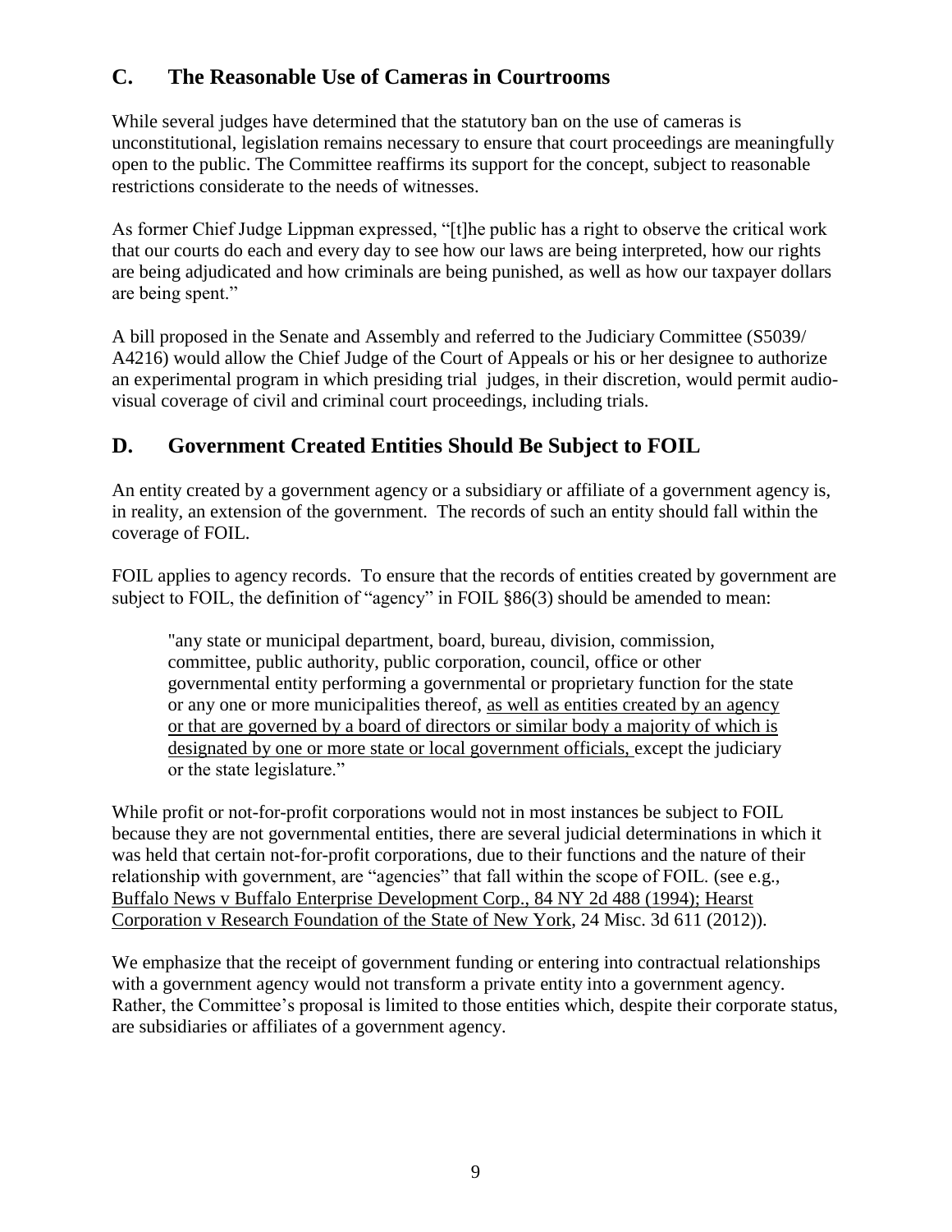## C. The Reasonable Use of Cameras in Courtrooms

While several judges have determined that the statutory ban on the use of cameras is unconstitutional, legislation remains necessary to ensure that court proceedings are meaningfully open to the public. The Committee reaffirms its support for the concept, subject to reasonable restrictions considerate to the needs of witnesses.

As former Chief Judge Lippman expressed, "[t]he public has a right to observe the critical work that our courts do each and every day to see how our laws are being interpreted, how our rights are being adjudicated and how criminals are being punished, as well as how our taxpayer dollars are being spent."

A bill proposed in the Senate and Assembly and referred to the Judiciary Committee (S5039/ A4216) would allow the Chief Judge of the Court of Appeals or his or her designee to authorize an experimental program in which presiding trial judges, in their discretion, would permit audio-visual coverage of civil and criminal court proceedings, including trials.

## D. Government Created Entities Should Be Subject to FOIL

An entity created by a government agency or a subsidiary or affiliate of a government agency is, in reality, an extension of the government. The records of such an entity should fall within the coverage of FOIL.

FOIL applies to agency records. To ensure that the records of entities created by government are subject to FOIL, the definition of "agency" in FOIL §86(3) should be amended to mean:

> "any state or municipal department, board, bureau, division, commission, committee, public authority, public corporation, council, office or other governmental entity performing a governmental or proprietary function for the state or any one or more municipalities thereof, <u>as well as entities created by an agency or that are governed by a board of directors or similar body a majority of which is designated by one or more state or local government officials,</u> except the judiciary or the state legislature."

While profit or not-for-profit corporations would not in most instances be subject to FOIL because they are not governmental entities, there are several judicial determinations in which it was held that certain not-for-profit corporations, due to their functions and the nature of their relationship with government, are "agencies" that fall within the scope of FOIL. (see e.g., <u>Buffalo News v Buffalo Enterprise Development Corp., 84 NY 2d 488 (1994); Hearst Corporation v Research Foundation of the State of New York</u>, 24 Misc. 3d 611 (2012)).

We emphasize that the receipt of government funding or entering into contractual relationships with a government agency would not transform a private entity into a government agency. Rather, the Committee's proposal is limited to those entities which, despite their corporate status, are subsidiaries or affiliates of a government agency.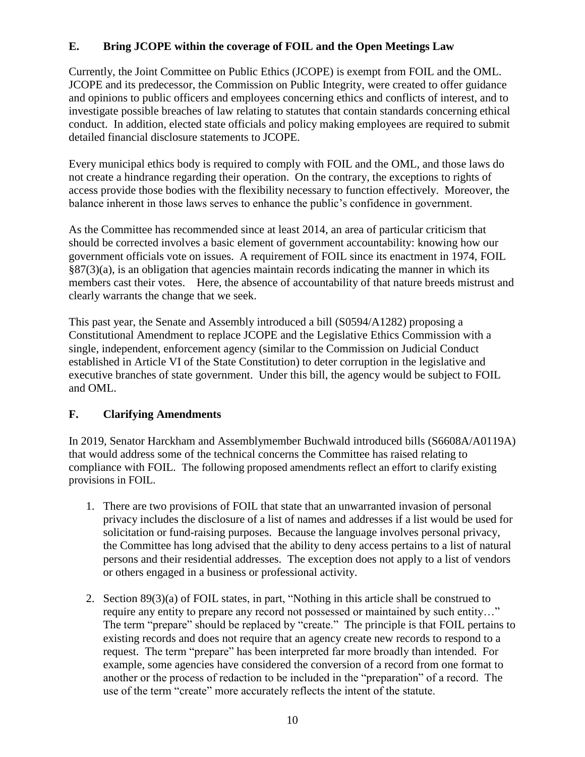## E. Bring JCOPE within the coverage of FOIL and the Open Meetings Law

Currently, the Joint Committee on Public Ethics (JCOPE) is exempt from FOIL and the OML. JCOPE and its predecessor, the Commission on Public Integrity, were created to offer guidance and opinions to public officers and employees concerning ethics and conflicts of interest, and to investigate possible breaches of law relating to statutes that contain standards concerning ethical conduct. In addition, elected state officials and policy making employees are required to submit detailed financial disclosure statements to JCOPE.

Every municipal ethics body is required to comply with FOIL and the OML, and those laws do not create a hindrance regarding their operation. On the contrary, the exceptions to rights of access provide those bodies with the flexibility necessary to function effectively. Moreover, the balance inherent in those laws serves to enhance the public's confidence in government.

As the Committee has recommended since at least 2014, an area of particular criticism that should be corrected involves a basic element of government accountability: knowing how our government officials vote on issues. A requirement of FOIL since its enactment in 1974, FOIL §87(3)(a), is an obligation that agencies maintain records indicating the manner in which its members cast their votes. Here, the absence of accountability of that nature breeds mistrust and clearly warrants the change that we seek.

This past year, the Senate and Assembly introduced a bill (S0594/A1282) proposing a Constitutional Amendment to replace JCOPE and the Legislative Ethics Commission with a single, independent, enforcement agency (similar to the Commission on Judicial Conduct established in Article VI of the State Constitution) to deter corruption in the legislative and executive branches of state government. Under this bill, the agency would be subject to FOIL and OML.

## F. Clarifying Amendments

In 2019, Senator Harckham and Assemblymember Buchwald introduced bills (S6608A/A0119A) that would address some of the technical concerns the Committee has raised relating to compliance with FOIL. The following proposed amendments reflect an effort to clarify existing provisions in FOIL.

1. There are two provisions of FOIL that state that an unwarranted invasion of personal privacy includes the disclosure of a list of names and addresses if a list would be used for solicitation or fund-raising purposes. Because the language involves personal privacy, the Committee has long advised that the ability to deny access pertains to a list of natural persons and their residential addresses. The exception does not apply to a list of vendors or others engaged in a business or professional activity.

2. Section 89(3)(a) of FOIL states, in part, "Nothing in this article shall be construed to require any entity to prepare any record not possessed or maintained by such entity…" The term "prepare" should be replaced by "create." The principle is that FOIL pertains to existing records and does not require that an agency create new records to respond to a request. The term "prepare" has been interpreted far more broadly than intended. For example, some agencies have considered the conversion of a record from one format to another or the process of redaction to be included in the "preparation" of a record. The use of the term "create" more accurately reflects the intent of the statute.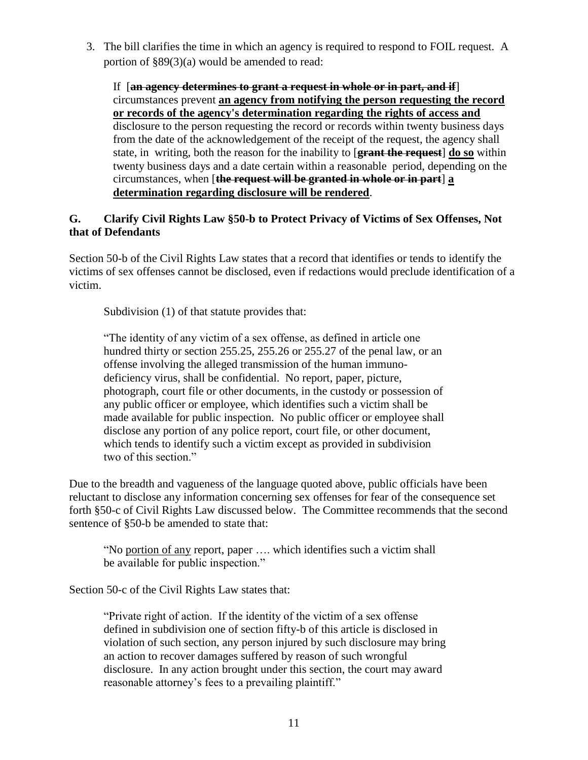3. The bill clarifies the time in which an agency is required to respond to FOIL request. A portion of §89(3)(a) would be amended to read:

   If [~~**an agency determines to grant a request in whole or in part, and if**~~] circumstances prevent <u>**an agency from notifying the person requesting the record or records of the agency's determination regarding the rights of access and**</u> disclosure to the person requesting the record or records within twenty business days from the date of the acknowledgement of the receipt of the request, the agency shall state, in writing, both the reason for the inability to [~~**grant the request**~~] <u>**do so**</u> within twenty business days and a date certain within a reasonable period, depending on the circumstances, when [~~**the request will be granted in whole or in part**~~] <u>**a determination regarding disclosure will be rendered**</u>.

### G. Clarify Civil Rights Law §50-b to Protect Privacy of Victims of Sex Offenses, Not that of Defendants

Section 50-b of the Civil Rights Law states that a record that identifies or tends to identify the victims of sex offenses cannot be disclosed, even if redactions would preclude identification of a victim.

Subdivision (1) of that statute provides that:

> "The identity of any victim of a sex offense, as defined in article one hundred thirty or section 255.25, 255.26 or 255.27 of the penal law, or an offense involving the alleged transmission of the human immuno-deficiency virus, shall be confidential. No report, paper, picture, photograph, court file or other documents, in the custody or possession of any public officer or employee, which identifies such a victim shall be made available for public inspection. No public officer or employee shall disclose any portion of any police report, court file, or other document, which tends to identify such a victim except as provided in subdivision two of this section."

Due to the breadth and vagueness of the language quoted above, public officials have been reluctant to disclose any information concerning sex offenses for fear of the consequence set forth §50-c of Civil Rights Law discussed below. The Committee recommends that the second sentence of §50-b be amended to state that:

> "No <u>portion of any</u> report, paper …. which identifies such a victim shall be available for public inspection."

Section 50-c of the Civil Rights Law states that:

> "Private right of action. If the identity of the victim of a sex offense defined in subdivision one of section fifty-b of this article is disclosed in violation of such section, any person injured by such disclosure may bring an action to recover damages suffered by reason of such wrongful disclosure. In any action brought under this section, the court may award reasonable attorney's fees to a prevailing plaintiff."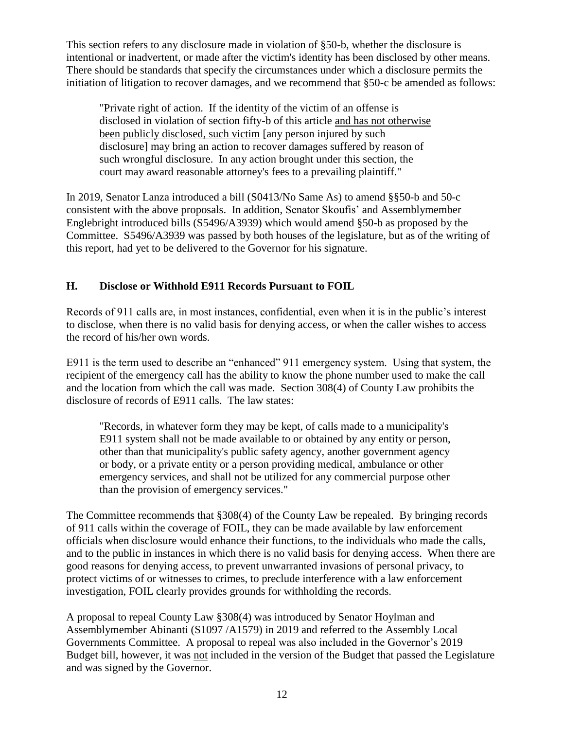This section refers to any disclosure made in violation of §50-b, whether the disclosure is intentional or inadvertent, or made after the victim's identity has been disclosed by other means. There should be standards that specify the circumstances under which a disclosure permits the initiation of litigation to recover damages, and we recommend that §50-c be amended as follows:

> "Private right of action. If the identity of the victim of an offense is disclosed in violation of section fifty-b of this article <u>and has not otherwise been publicly disclosed, such victim</u> [any person injured by such disclosure] may bring an action to recover damages suffered by reason of such wrongful disclosure. In any action brought under this section, the court may award reasonable attorney's fees to a prevailing plaintiff."

In 2019, Senator Lanza introduced a bill (S0413/No Same As) to amend §§50-b and 50-c consistent with the above proposals. In addition, Senator Skoufis' and Assemblymember Englebright introduced bills (S5496/A3939) which would amend §50-b as proposed by the Committee. S5496/A3939 was passed by both houses of the legislature, but as of the writing of this report, had yet to be delivered to the Governor for his signature.

## H. Disclose or Withhold E911 Records Pursuant to FOIL

Records of 911 calls are, in most instances, confidential, even when it is in the public's interest to disclose, when there is no valid basis for denying access, or when the caller wishes to access the record of his/her own words.

E911 is the term used to describe an "enhanced" 911 emergency system. Using that system, the recipient of the emergency call has the ability to know the phone number used to make the call and the location from which the call was made. Section 308(4) of County Law prohibits the disclosure of records of E911 calls. The law states:

> "Records, in whatever form they may be kept, of calls made to a municipality's E911 system shall not be made available to or obtained by any entity or person, other than that municipality's public safety agency, another government agency or body, or a private entity or a person providing medical, ambulance or other emergency services, and shall not be utilized for any commercial purpose other than the provision of emergency services."

The Committee recommends that §308(4) of the County Law be repealed. By bringing records of 911 calls within the coverage of FOIL, they can be made available by law enforcement officials when disclosure would enhance their functions, to the individuals who made the calls, and to the public in instances in which there is no valid basis for denying access. When there are good reasons for denying access, to prevent unwarranted invasions of personal privacy, to protect victims of or witnesses to crimes, to preclude interference with a law enforcement investigation, FOIL clearly provides grounds for withholding the records.

A proposal to repeal County Law §308(4) was introduced by Senator Hoylman and Assemblymember Abinanti (S1097 /A1579) in 2019 and referred to the Assembly Local Governments Committee. A proposal to repeal was also included in the Governor's 2019 Budget bill, however, it was <u>not</u> included in the version of the Budget that passed the Legislature and was signed by the Governor.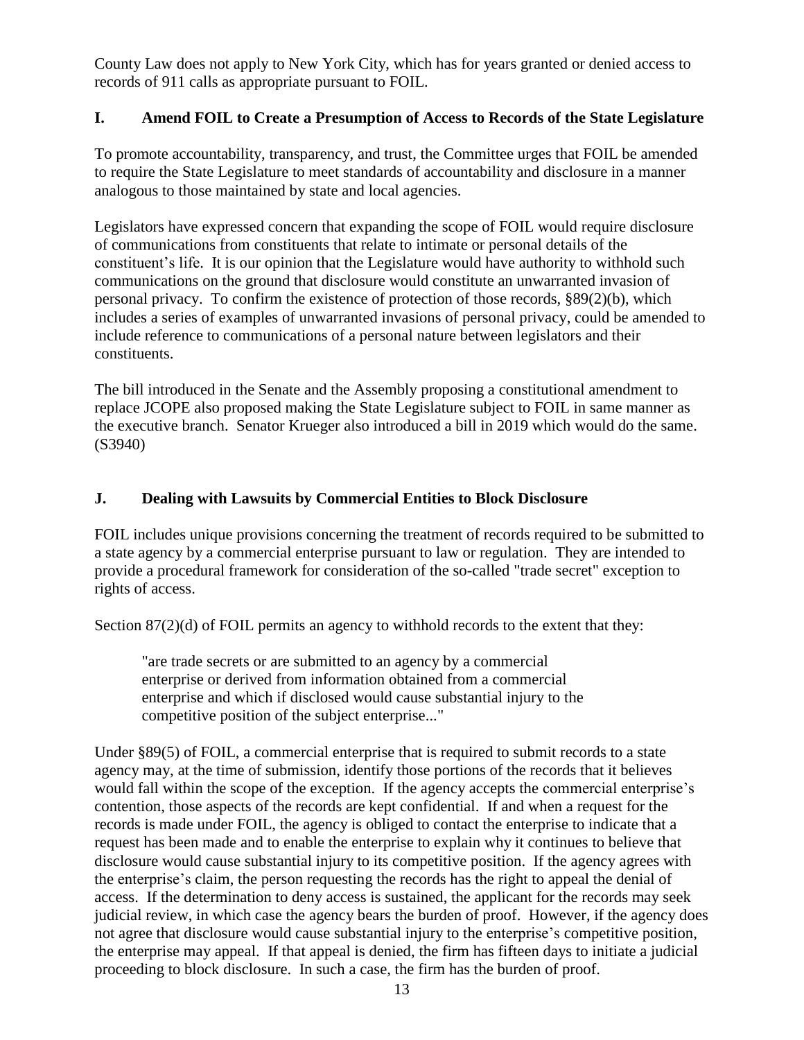County Law does not apply to New York City, which has for years granted or denied access to records of 911 calls as appropriate pursuant to FOIL.

### I. Amend FOIL to Create a Presumption of Access to Records of the State Legislature

To promote accountability, transparency, and trust, the Committee urges that FOIL be amended to require the State Legislature to meet standards of accountability and disclosure in a manner analogous to those maintained by state and local agencies.

Legislators have expressed concern that expanding the scope of FOIL would require disclosure of communications from constituents that relate to intimate or personal details of the constituent's life. It is our opinion that the Legislature would have authority to withhold such communications on the ground that disclosure would constitute an unwarranted invasion of personal privacy. To confirm the existence of protection of those records, §89(2)(b), which includes a series of examples of unwarranted invasions of personal privacy, could be amended to include reference to communications of a personal nature between legislators and their constituents.

The bill introduced in the Senate and the Assembly proposing a constitutional amendment to replace JCOPE also proposed making the State Legislature subject to FOIL in same manner as the executive branch. Senator Krueger also introduced a bill in 2019 which would do the same. (S3940)

### J. Dealing with Lawsuits by Commercial Entities to Block Disclosure

FOIL includes unique provisions concerning the treatment of records required to be submitted to a state agency by a commercial enterprise pursuant to law or regulation. They are intended to provide a procedural framework for consideration of the so-called "trade secret" exception to rights of access.

Section 87(2)(d) of FOIL permits an agency to withhold records to the extent that they:

> "are trade secrets or are submitted to an agency by a commercial enterprise or derived from information obtained from a commercial enterprise and which if disclosed would cause substantial injury to the competitive position of the subject enterprise..."

Under §89(5) of FOIL, a commercial enterprise that is required to submit records to a state agency may, at the time of submission, identify those portions of the records that it believes would fall within the scope of the exception. If the agency accepts the commercial enterprise's contention, those aspects of the records are kept confidential. If and when a request for the records is made under FOIL, the agency is obliged to contact the enterprise to indicate that a request has been made and to enable the enterprise to explain why it continues to believe that disclosure would cause substantial injury to its competitive position. If the agency agrees with the enterprise's claim, the person requesting the records has the right to appeal the denial of access. If the determination to deny access is sustained, the applicant for the records may seek judicial review, in which case the agency bears the burden of proof. However, if the agency does not agree that disclosure would cause substantial injury to the enterprise's competitive position, the enterprise may appeal. If that appeal is denied, the firm has fifteen days to initiate a judicial proceeding to block disclosure. In such a case, the firm has the burden of proof.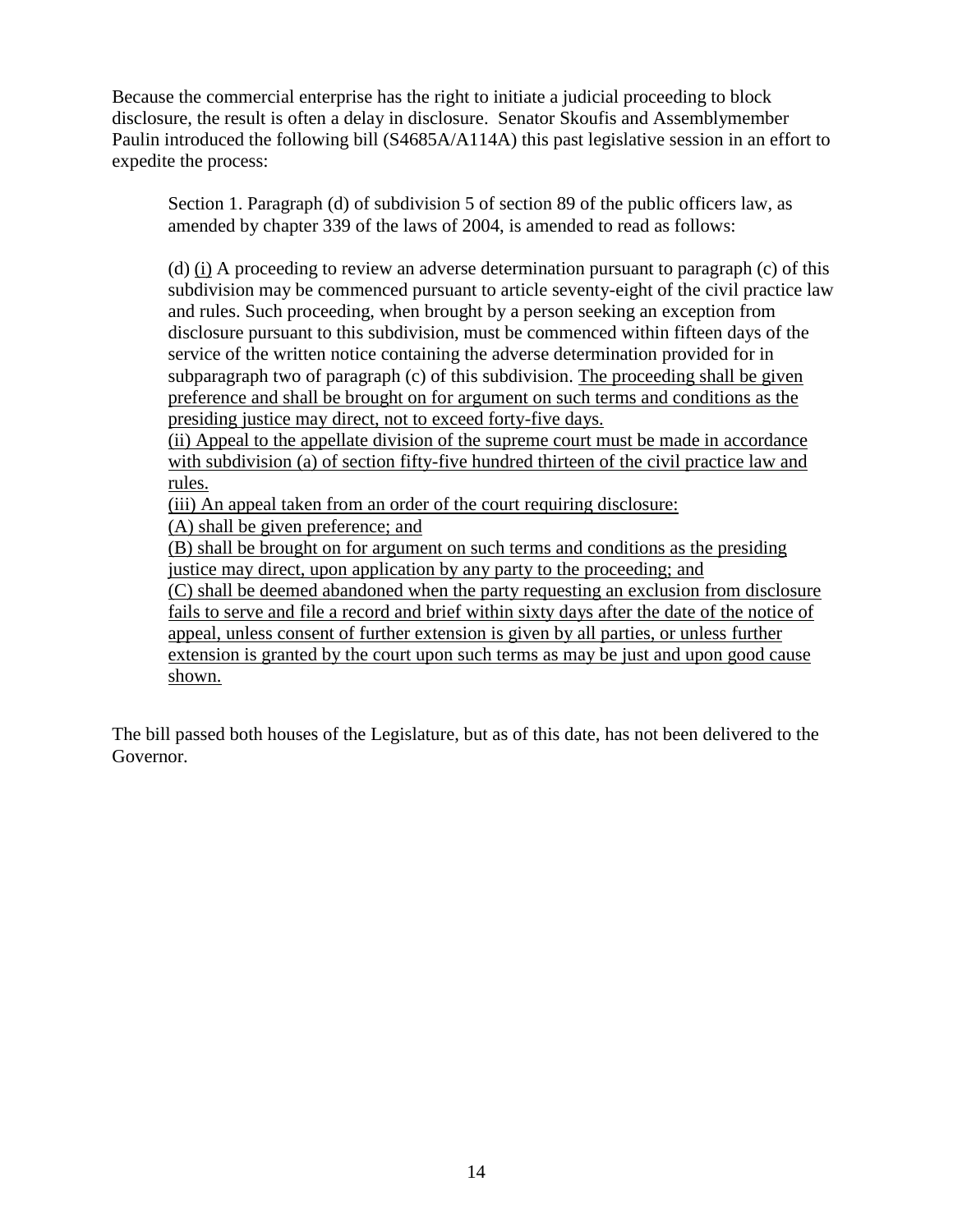Because the commercial enterprise has the right to initiate a judicial proceeding to block disclosure, the result is often a delay in disclosure. Senator Skoufis and Assemblymember Paulin introduced the following bill (S4685A/A114A) this past legislative session in an effort to expedite the process:

> Section 1. Paragraph (d) of subdivision 5 of section 89 of the public officers law, as amended by chapter 339 of the laws of 2004, is amended to read as follows:
>
> (d) <u>(i)</u> A proceeding to review an adverse determination pursuant to paragraph (c) of this subdivision may be commenced pursuant to article seventy-eight of the civil practice law and rules. Such proceeding, when brought by a person seeking an exception from disclosure pursuant to this subdivision, must be commenced within fifteen days of the service of the written notice containing the adverse determination provided for in subparagraph two of paragraph (c) of this subdivision. <u>The proceeding shall be given preference and shall be brought on for argument on such terms and conditions as the presiding justice may direct, not to exceed forty-five days.</u>
> <u>(ii) Appeal to the appellate division of the supreme court must be made in accordance with subdivision (a) of section fifty-five hundred thirteen of the civil practice law and rules.</u>
> <u>(iii) An appeal taken from an order of the court requiring disclosure:</u>
> <u>(A) shall be given preference; and</u>
> <u>(B) shall be brought on for argument on such terms and conditions as the presiding justice may direct, upon application by any party to the proceeding; and</u>
> <u>(C) shall be deemed abandoned when the party requesting an exclusion from disclosure fails to serve and file a record and brief within sixty days after the date of the notice of appeal, unless consent of further extension is given by all parties, or unless further extension is granted by the court upon such terms as may be just and upon good cause shown.</u>

The bill passed both houses of the Legislature, but as of this date, has not been delivered to the Governor.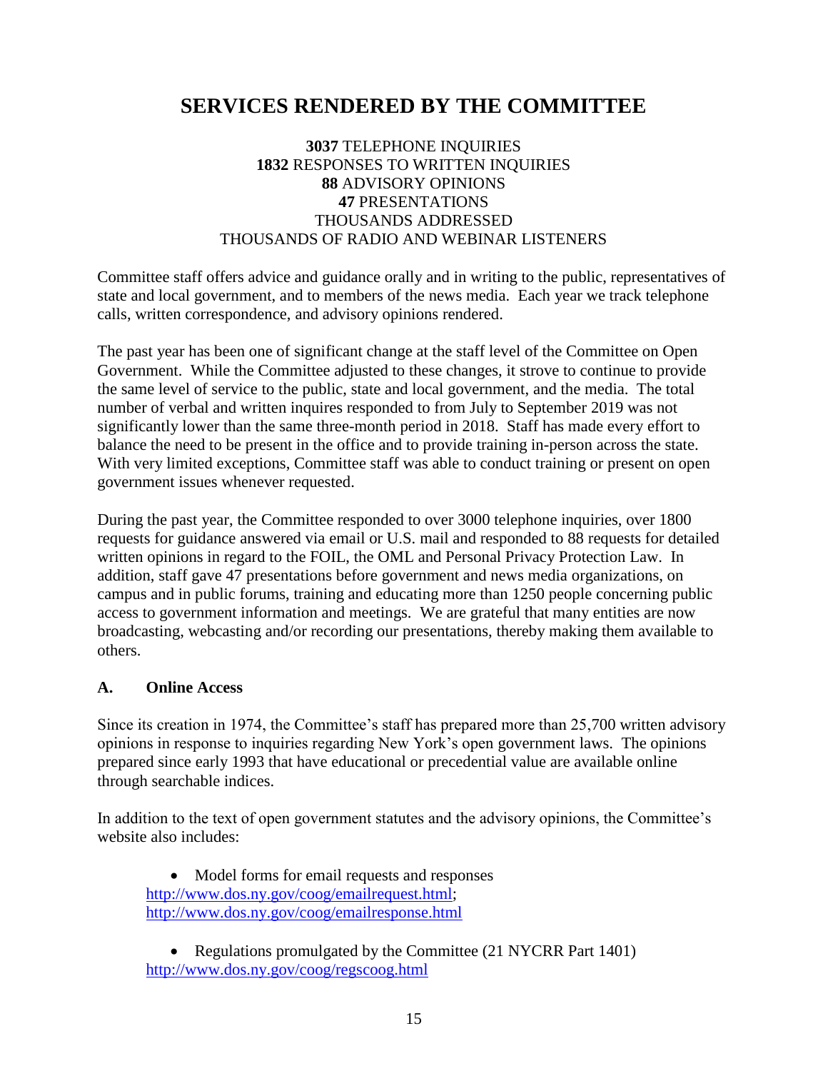# SERVICES RENDERED BY THE COMMITTEE

**3037** TELEPHONE INQUIRIES
**1832** RESPONSES TO WRITTEN INQUIRIES
**88** ADVISORY OPINIONS
**47** PRESENTATIONS
THOUSANDS ADDRESSED
THOUSANDS OF RADIO AND WEBINAR LISTENERS

Committee staff offers advice and guidance orally and in writing to the public, representatives of state and local government, and to members of the news media. Each year we track telephone calls, written correspondence, and advisory opinions rendered.

The past year has been one of significant change at the staff level of the Committee on Open Government. While the Committee adjusted to these changes, it strove to continue to provide the same level of service to the public, state and local government, and the media. The total number of verbal and written inquires responded to from July to September 2019 was not significantly lower than the same three-month period in 2018. Staff has made every effort to balance the need to be present in the office and to provide training in-person across the state. With very limited exceptions, Committee staff was able to conduct training or present on open government issues whenever requested.

During the past year, the Committee responded to over 3000 telephone inquiries, over 1800 requests for guidance answered via email or U.S. mail and responded to 88 requests for detailed written opinions in regard to the FOIL, the OML and Personal Privacy Protection Law. In addition, staff gave 47 presentations before government and news media organizations, on campus and in public forums, training and educating more than 1250 people concerning public access to government information and meetings. We are grateful that many entities are now broadcasting, webcasting and/or recording our presentations, thereby making them available to others.

### A. Online Access

Since its creation in 1974, the Committee's staff has prepared more than 25,700 written advisory opinions in response to inquiries regarding New York's open government laws. The opinions prepared since early 1993 that have educational or precedential value are available online through searchable indices.

In addition to the text of open government statutes and the advisory opinions, the Committee's website also includes:

- Model forms for email requests and responses
  http://www.dos.ny.gov/coog/emailrequest.html;
  http://www.dos.ny.gov/coog/emailresponse.html

- Regulations promulgated by the Committee (21 NYCRR Part 1401)
  http://www.dos.ny.gov/coog/regscoog.html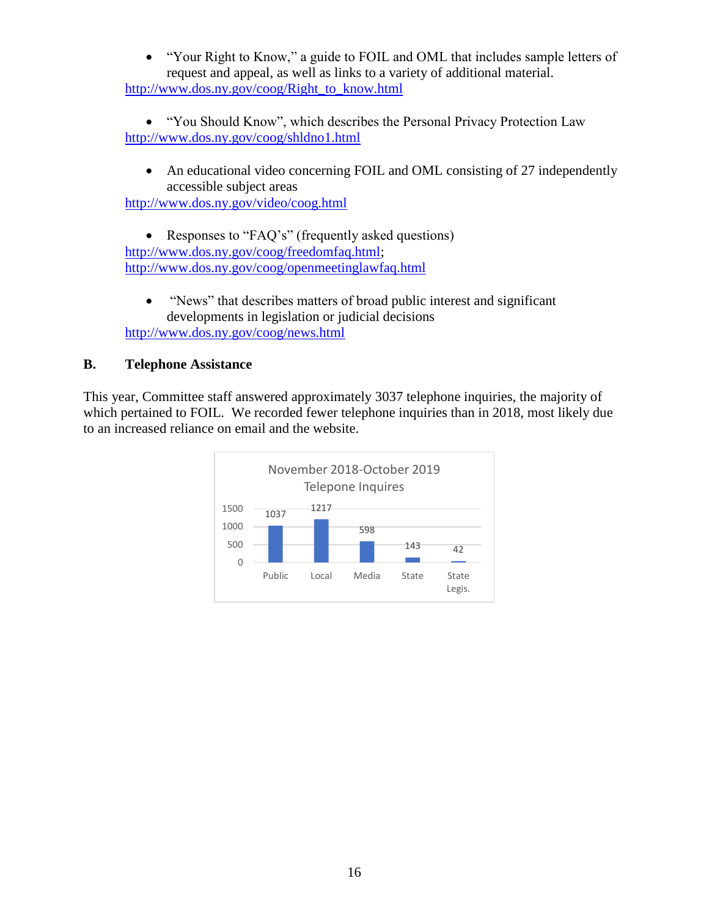- "Your Right to Know," a guide to FOIL and OML that includes sample letters of request and appeal, as well as links to a variety of additional material.

http://www.dos.ny.gov/coog/Right_to_know.html

- "You Should Know", which describes the Personal Privacy Protection Law

http://www.dos.ny.gov/coog/shldno1.html

- An educational video concerning FOIL and OML consisting of 27 independently accessible subject areas

http://www.dos.ny.gov/video/coog.html

- Responses to "FAQ's" (frequently asked questions)

http://www.dos.ny.gov/coog/freedomfaq.html;
http://www.dos.ny.gov/coog/openmeetinglawfaq.html

- "News" that describes matters of broad public interest and significant developments in legislation or judicial decisions

http://www.dos.ny.gov/coog/news.html

## B. Telephone Assistance

This year, Committee staff answered approximately 3037 telephone inquiries, the majority of which pertained to FOIL. We recorded fewer telephone inquiries than in 2018, most likely due to an increased reliance on email and the website.

November 2018-October 2019
Telepone Inquires

| Public | Local | Media | State | State Legis. |
|---|---|---|---|---|
| 1037 | 1217 | 598 | 143 | 42 |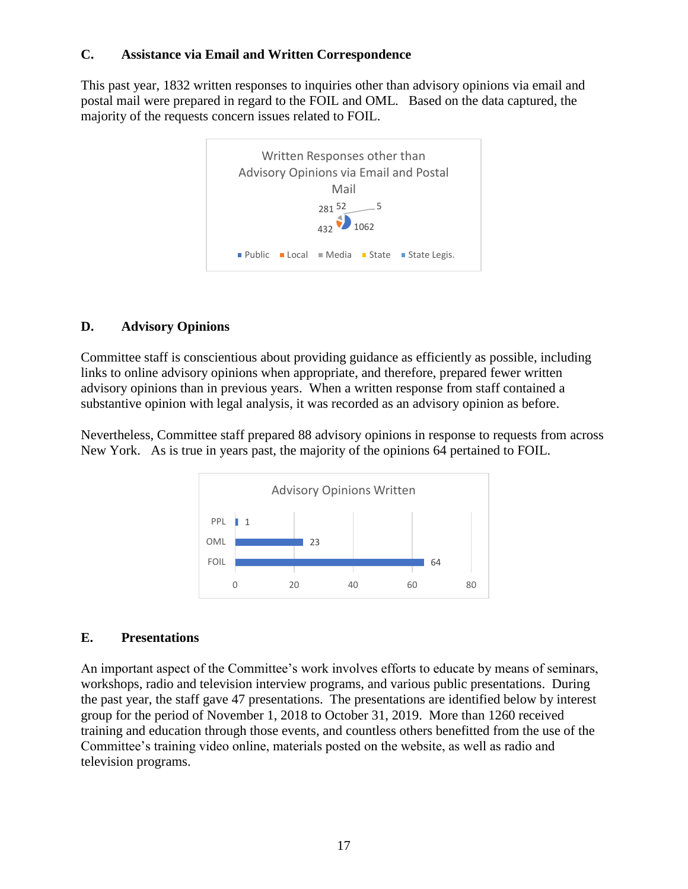## C. Assistance via Email and Written Correspondence

This past year, 1832 written responses to inquiries other than advisory opinions via email and postal mail were prepared in regard to the FOIL and OML. Based on the data captured, the majority of the requests concern issues related to FOIL.

Written Responses other than Advisory Opinions via Email and Postal Mail

| Category | Count |
|---|---|
| Public | 1062 |
| Local | 432 |
| Media | 281 |
| State | 52 |
| State Legis. | 5 |

## D. Advisory Opinions

Committee staff is conscientious about providing guidance as efficiently as possible, including links to online advisory opinions when appropriate, and therefore, prepared fewer written advisory opinions than in previous years. When a written response from staff contained a substantive opinion with legal analysis, it was recorded as an advisory opinion as before.

Nevertheless, Committee staff prepared 88 advisory opinions in response to requests from across New York. As is true in years past, the majority of the opinions 64 pertained to FOIL.

Advisory Opinions Written

| Category | Count |
|---|---|
| PPL | 1 |
| OML | 23 |
| FOIL | 64 |

## E. Presentations

An important aspect of the Committee's work involves efforts to educate by means of seminars, workshops, radio and television interview programs, and various public presentations. During the past year, the staff gave 47 presentations. The presentations are identified below by interest group for the period of November 1, 2018 to October 31, 2019. More than 1260 received training and education through those events, and countless others benefitted from the use of the Committee's training video online, materials posted on the website, as well as radio and television programs.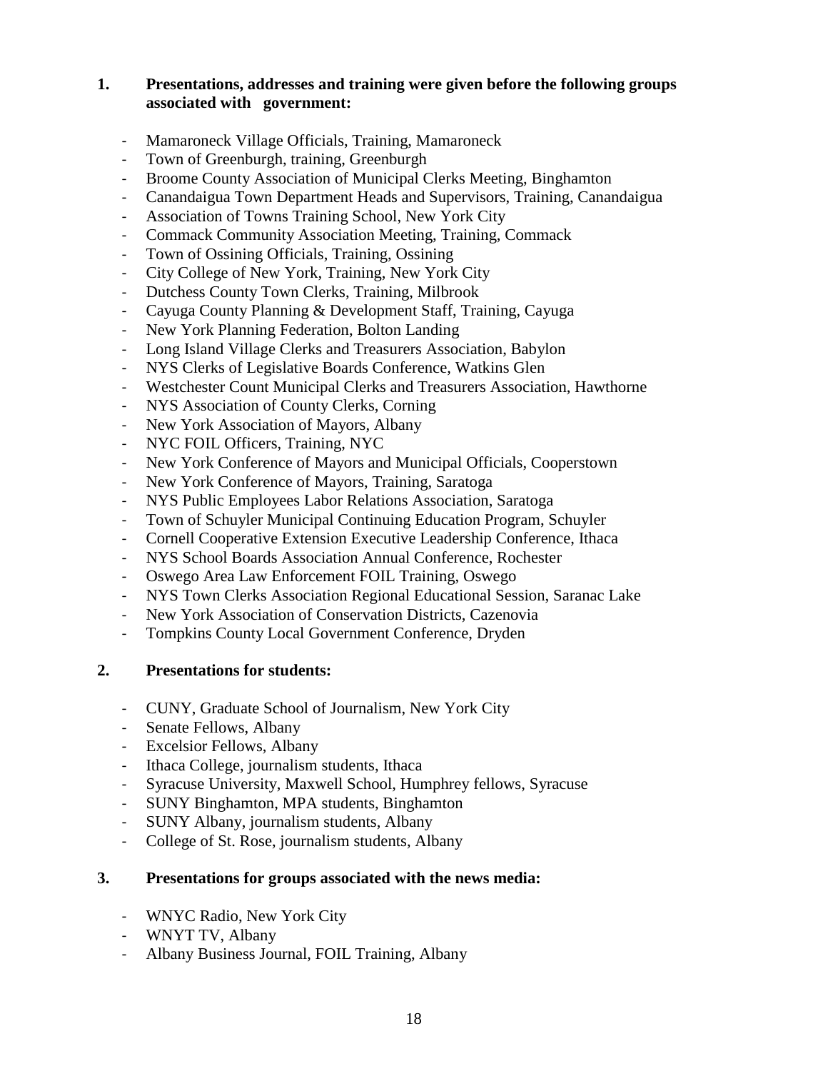1. **Presentations, addresses and training were given before the following groups associated with government:**

- Mamaroneck Village Officials, Training, Mamaroneck
- Town of Greenburgh, training, Greenburgh
- Broome County Association of Municipal Clerks Meeting, Binghamton
- Canandaigua Town Department Heads and Supervisors, Training, Canandaigua
- Association of Towns Training School, New York City
- Commack Community Association Meeting, Training, Commack
- Town of Ossining Officials, Training, Ossining
- City College of New York, Training, New York City
- Dutchess County Town Clerks, Training, Milbrook
- Cayuga County Planning & Development Staff, Training, Cayuga
- New York Planning Federation, Bolton Landing
- Long Island Village Clerks and Treasurers Association, Babylon
- NYS Clerks of Legislative Boards Conference, Watkins Glen
- Westchester Count Municipal Clerks and Treasurers Association, Hawthorne
- NYS Association of County Clerks, Corning
- New York Association of Mayors, Albany
- NYC FOIL Officers, Training, NYC
- New York Conference of Mayors and Municipal Officials, Cooperstown
- New York Conference of Mayors, Training, Saratoga
- NYS Public Employees Labor Relations Association, Saratoga
- Town of Schuyler Municipal Continuing Education Program, Schuyler
- Cornell Cooperative Extension Executive Leadership Conference, Ithaca
- NYS School Boards Association Annual Conference, Rochester
- Oswego Area Law Enforcement FOIL Training, Oswego
- NYS Town Clerks Association Regional Educational Session, Saranac Lake
- New York Association of Conservation Districts, Cazenovia
- Tompkins County Local Government Conference, Dryden

2. **Presentations for students:**

- CUNY, Graduate School of Journalism, New York City
- Senate Fellows, Albany
- Excelsior Fellows, Albany
- Ithaca College, journalism students, Ithaca
- Syracuse University, Maxwell School, Humphrey fellows, Syracuse
- SUNY Binghamton, MPA students, Binghamton
- SUNY Albany, journalism students, Albany
- College of St. Rose, journalism students, Albany

3. **Presentations for groups associated with the news media:**

- WNYC Radio, New York City
- WNYT TV, Albany
- Albany Business Journal, FOIL Training, Albany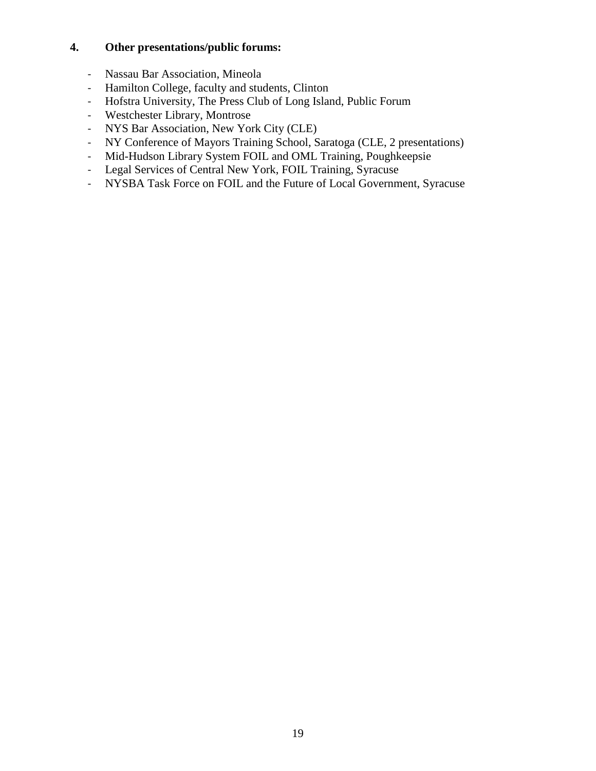**4. Other presentations/public forums:**

- Nassau Bar Association, Mineola
- Hamilton College, faculty and students, Clinton
- Hofstra University, The Press Club of Long Island, Public Forum
- Westchester Library, Montrose
- NYS Bar Association, New York City (CLE)
- NY Conference of Mayors Training School, Saratoga (CLE, 2 presentations)
- Mid-Hudson Library System FOIL and OML Training, Poughkeepsie
- Legal Services of Central New York, FOIL Training, Syracuse
- NYSBA Task Force on FOIL and the Future of Local Government, Syracuse